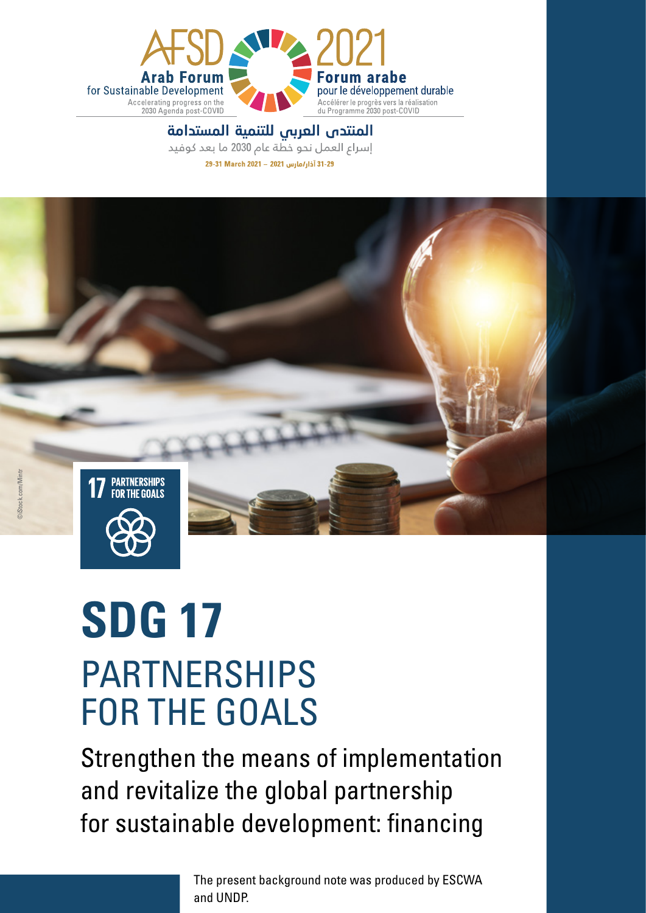AFSD 2021

**Arab Forum** for Sustainable Development
Accelerating progress on the 2030 Agenda post-COVID

**Forum arabe** pour le développement durable
Accélérer le progrès vers la réalisation du Programme 2030 post-COVID

**المنتدى العربي للتنمية المستدامة**
إسراع العمل نحو خطة عام 2030 ما بعد كوفيد

29-31 March 2021 – 2021 آذار/مارس 29-31

©iStock.com/Mintr

17 PARTNERSHIPS FOR THE GOALS

# SDG 17

# PARTNERSHIPS FOR THE GOALS

## Strengthen the means of implementation and revitalize the global partnership for sustainable development: financing

The present background note was produced by ESCWA and UNDP.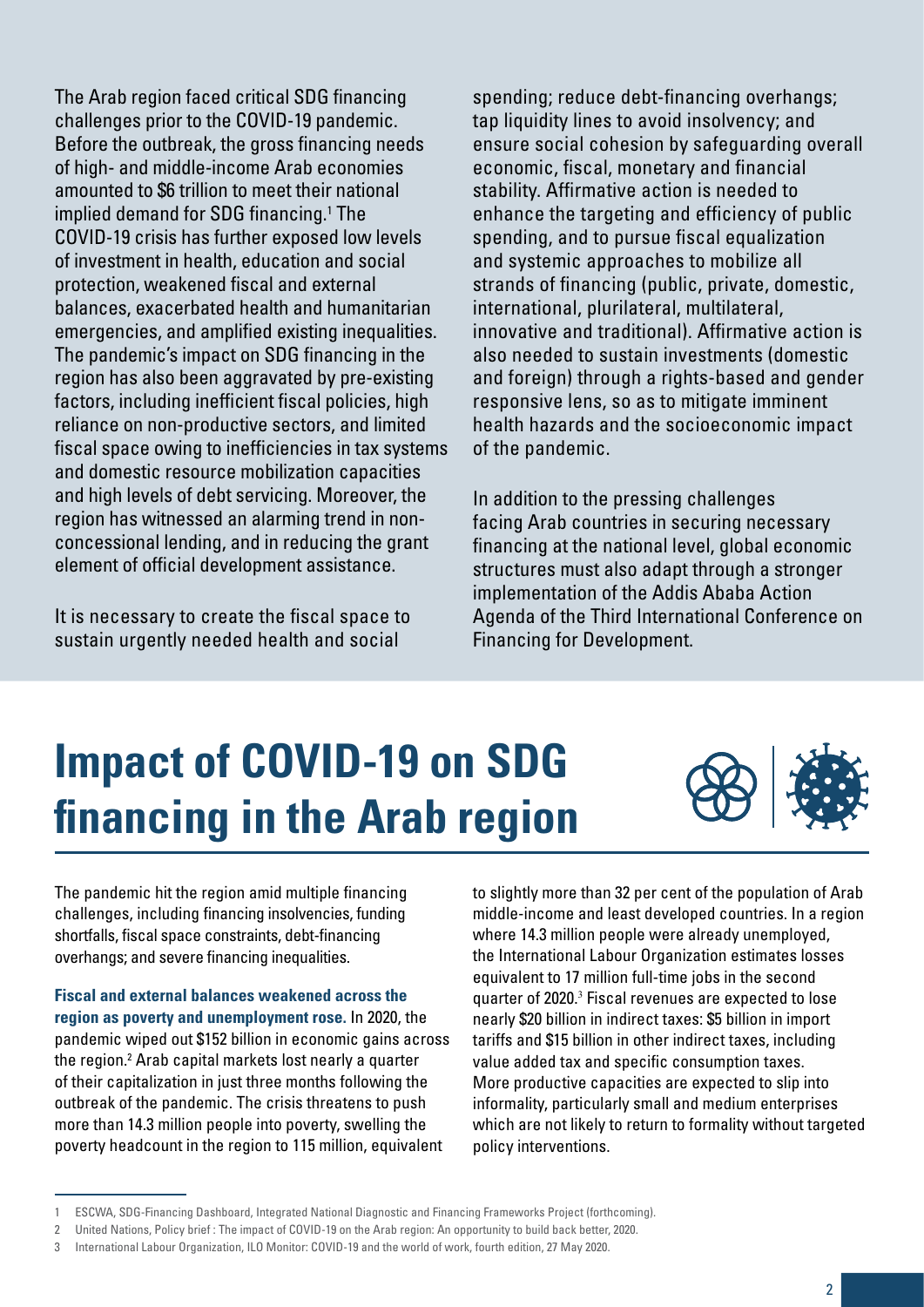The Arab region faced critical SDG financing challenges prior to the COVID-19 pandemic. Before the outbreak, the gross financing needs of high- and middle-income Arab economies amounted to $6 trillion to meet their national implied demand for SDG financing.[1] The COVID-19 crisis has further exposed low levels of investment in health, education and social protection, weakened fiscal and external balances, exacerbated health and humanitarian emergencies, and amplified existing inequalities. The pandemic's impact on SDG financing in the region has also been aggravated by pre-existing factors, including inefficient fiscal policies, high reliance on non-productive sectors, and limited fiscal space owing to inefficiencies in tax systems and domestic resource mobilization capacities and high levels of debt servicing. Moreover, the region has witnessed an alarming trend in non-concessional lending, and in reducing the grant element of official development assistance.

It is necessary to create the fiscal space to sustain urgently needed health and social spending; reduce debt-financing overhangs; tap liquidity lines to avoid insolvency; and ensure social cohesion by safeguarding overall economic, fiscal, monetary and financial stability. Affirmative action is needed to enhance the targeting and efficiency of public spending, and to pursue fiscal equalization and systemic approaches to mobilize all strands of financing (public, private, domestic, international, plurilateral, multilateral, innovative and traditional). Affirmative action is also needed to sustain investments (domestic and foreign) through a rights-based and gender responsive lens, so as to mitigate imminent health hazards and the socioeconomic impact of the pandemic.

In addition to the pressing challenges facing Arab countries in securing necessary financing at the national level, global economic structures must also adapt through a stronger implementation of the Addis Ababa Action Agenda of the Third International Conference on Financing for Development.

# Impact of COVID-19 on SDG financing in the Arab region

The pandemic hit the region amid multiple financing challenges, including financing insolvencies, funding shortfalls, fiscal space constraints, debt-financing overhangs; and severe financing inequalities.

**Fiscal and external balances weakened across the region as poverty and unemployment rose.** In 2020, the pandemic wiped out $152 billion in economic gains across the region.[2] Arab capital markets lost nearly a quarter of their capitalization in just three months following the outbreak of the pandemic. The crisis threatens to push more than 14.3 million people into poverty, swelling the poverty headcount in the region to 115 million, equivalent to slightly more than 32 per cent of the population of Arab middle-income and least developed countries. In a region where 14.3 million people were already unemployed, the International Labour Organization estimates losses equivalent to 17 million full-time jobs in the second quarter of 2020.[3] Fiscal revenues are expected to lose nearly $20 billion in indirect taxes: $5 billion in import tariffs and $15 billion in other indirect taxes, including value added tax and specific consumption taxes. More productive capacities are expected to slip into informality, particularly small and medium enterprises which are not likely to return to formality without targeted policy interventions.

1 ESCWA, SDG-Financing Dashboard, Integrated National Diagnostic and Financing Frameworks Project (forthcoming).

2 United Nations, Policy brief : The impact of COVID-19 on the Arab region: An opportunity to build back better, 2020.

3 International Labour Organization, ILO Monitor: COVID-19 and the world of work, fourth edition, 27 May 2020.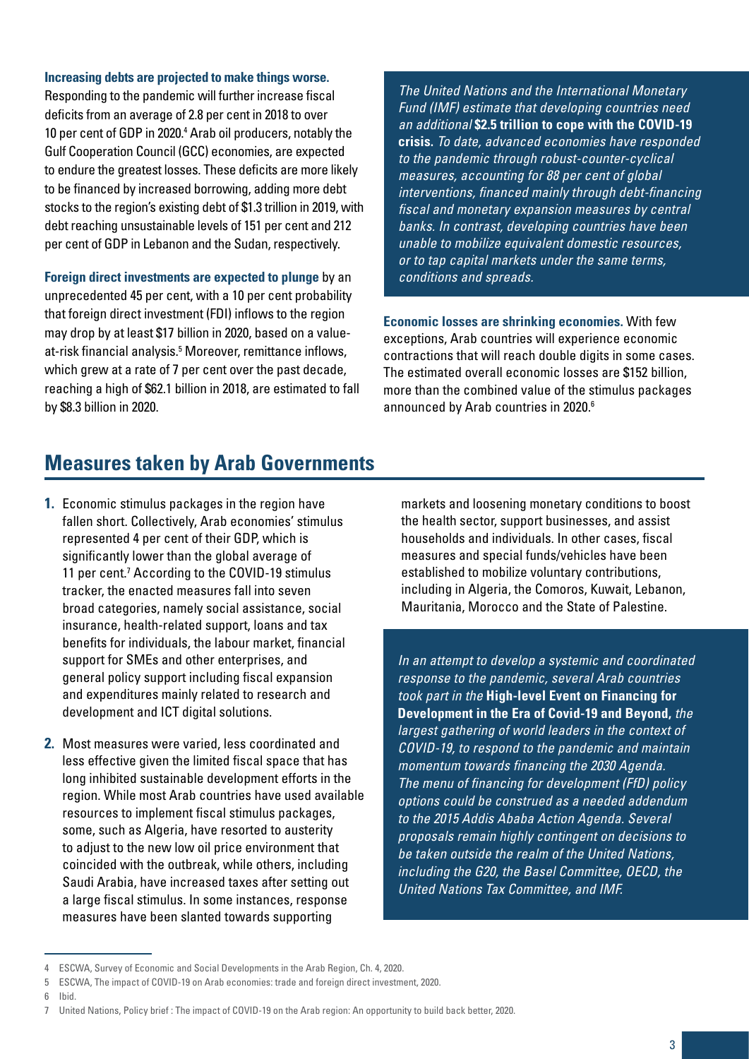**Increasing debts are projected to make things worse.** Responding to the pandemic will further increase fiscal deficits from an average of 2.8 per cent in 2018 to over 10 per cent of GDP in 2020.[4] Arab oil producers, notably the Gulf Cooperation Council (GCC) economies, are expected to endure the greatest losses. These deficits are more likely to be financed by increased borrowing, adding more debt stocks to the region's existing debt of $1.3 trillion in 2019, with debt reaching unsustainable levels of 151 per cent and 212 per cent of GDP in Lebanon and the Sudan, respectively.

**Foreign direct investments are expected to plunge** by an unprecedented 45 per cent, with a 10 per cent probability that foreign direct investment (FDI) inflows to the region may drop by at least $17 billion in 2020, based on a value-at-risk financial analysis.[5] Moreover, remittance inflows, which grew at a rate of 7 per cent over the past decade, reaching a high of $62.1 billion in 2018, are estimated to fall by $8.3 billion in 2020.

*The United Nations and the International Monetary Fund (IMF) estimate that developing countries need an additional* ***$2.5 trillion to cope with the COVID-19 crisis.*** *To date, advanced economies have responded to the pandemic through robust-counter-cyclical measures, accounting for 88 per cent of global interventions, financed mainly through debt-financing fiscal and monetary expansion measures by central banks. In contrast, developing countries have been unable to mobilize equivalent domestic resources, or to tap capital markets under the same terms, conditions and spreads.*

**Economic losses are shrinking economies.** With few exceptions, Arab countries will experience economic contractions that will reach double digits in some cases. The estimated overall economic losses are $152 billion, more than the combined value of the stimulus packages announced by Arab countries in 2020.[6]

## Measures taken by Arab Governments

1. Economic stimulus packages in the region have fallen short. Collectively, Arab economies' stimulus represented 4 per cent of their GDP, which is significantly lower than the global average of 11 per cent.[7] According to the COVID-19 stimulus tracker, the enacted measures fall into seven broad categories, namely social assistance, social insurance, health-related support, loans and tax benefits for individuals, the labour market, financial support for SMEs and other enterprises, and general policy support including fiscal expansion and expenditures mainly related to research and development and ICT digital solutions.

2. Most measures were varied, less coordinated and less effective given the limited fiscal space that has long inhibited sustainable development efforts in the region. While most Arab countries have used available resources to implement fiscal stimulus packages, some, such as Algeria, have resorted to austerity to adjust to the new low oil price environment that coincided with the outbreak, while others, including Saudi Arabia, have increased taxes after setting out a large fiscal stimulus. In some instances, response measures have been slanted towards supporting markets and loosening monetary conditions to boost the health sector, support businesses, and assist households and individuals. In other cases, fiscal measures and special funds/vehicles have been established to mobilize voluntary contributions, including in Algeria, the Comoros, Kuwait, Lebanon, Mauritania, Morocco and the State of Palestine.

*In an attempt to develop a systemic and coordinated response to the pandemic, several Arab countries took part in the* ***High-level Event on Financing for Development in the Era of Covid-19 and Beyond,*** *the largest gathering of world leaders in the context of COVID-19, to respond to the pandemic and maintain momentum towards financing the 2030 Agenda. The menu of financing for development (FfD) policy options could be construed as a needed addendum to the 2015 Addis Ababa Action Agenda. Several proposals remain highly contingent on decisions to be taken outside the realm of the United Nations, including the G20, the Basel Committee, OECD, the United Nations Tax Committee, and IMF.*

---

4 ESCWA, Survey of Economic and Social Developments in the Arab Region, Ch. 4, 2020.

5 ESCWA, The impact of COVID-19 on Arab economies: trade and foreign direct investment, 2020.

6 Ibid.

7 United Nations, Policy brief : The impact of COVID-19 on the Arab region: An opportunity to build back better, 2020.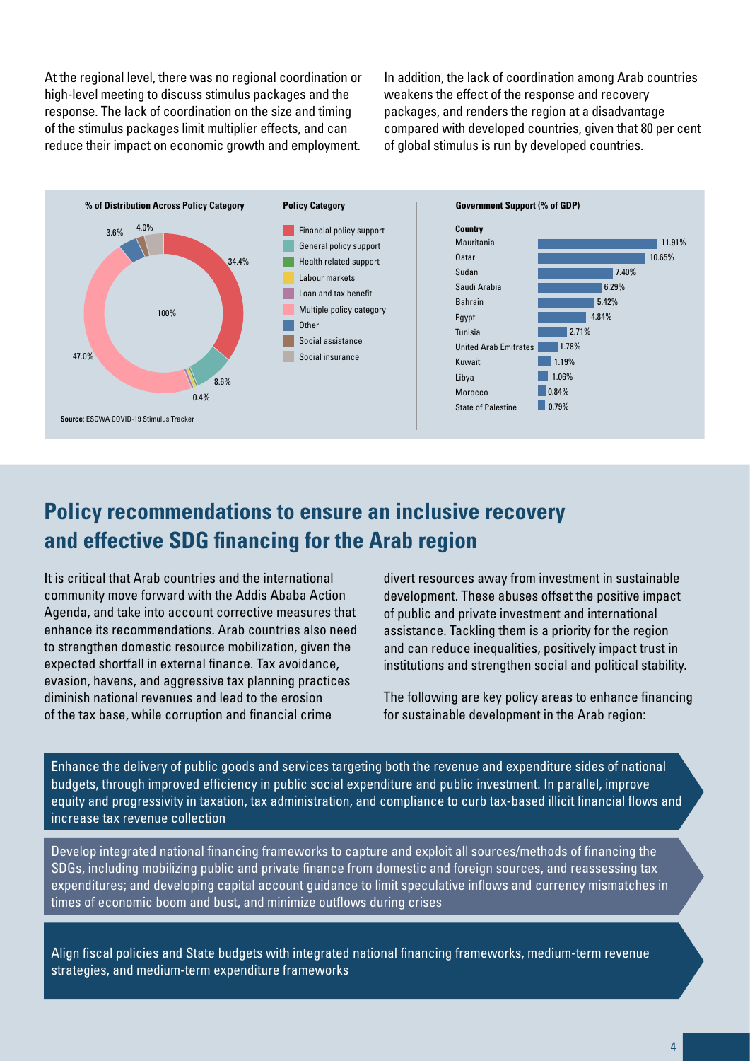At the regional level, there was no regional coordination or high-level meeting to discuss stimulus packages and the response. The lack of coordination on the size and timing of the stimulus packages limit multiplier effects, and can reduce their impact on economic growth and employment.

In addition, the lack of coordination among Arab countries weakens the effect of the response and recovery packages, and renders the region at a disadvantage compared with developed countries, given that 80 per cent of global stimulus is run by developed countries.

**% of Distribution Across Policy Category**

| Policy Category | % |
|---|---|
| Financial policy support | 34.4% |
| General policy support | 8.6% |
| Health related support | |
| Labour markets | |
| Loan and tax benefit | 0.4% |
| Multiple policy category | 47.0% |
| Other | 3.6% |
| Social assistance | |
| Social insurance | 4.0% |
| Total | 100% |

**Government Support (% of GDP)**

| Country | % of GDP |
|---|---|
| Mauritania | 11.91% |
| Qatar | 10.65% |
| Sudan | 7.40% |
| Saudi Arabia | 6.29% |
| Bahrain | 5.42% |
| Egypt | 4.84% |
| Tunisia | 2.71% |
| United Arab Emirates | 1.78% |
| Kuwait | 1.19% |
| Libya | 1.06% |
| Morocco | 0.84% |
| State of Palestine | 0.79% |

**Source**: ESCWA COVID-19 Stimulus Tracker

## Policy recommendations to ensure an inclusive recovery and effective SDG financing for the Arab region

It is critical that Arab countries and the international community move forward with the Addis Ababa Action Agenda, and take into account corrective measures that enhance its recommendations. Arab countries also need to strengthen domestic resource mobilization, given the expected shortfall in external finance. Tax avoidance, evasion, havens, and aggressive tax planning practices diminish national revenues and lead to the erosion of the tax base, while corruption and financial crime divert resources away from investment in sustainable development. These abuses offset the positive impact of public and private investment and international assistance. Tackling them is a priority for the region and can reduce inequalities, positively impact trust in institutions and strengthen social and political stability.

The following are key policy areas to enhance financing for sustainable development in the Arab region:

- Enhance the delivery of public goods and services targeting both the revenue and expenditure sides of national budgets, through improved efficiency in public social expenditure and public investment. In parallel, improve equity and progressivity in taxation, tax administration, and compliance to curb tax-based illicit financial flows and increase tax revenue collection

- Develop integrated national financing frameworks to capture and exploit all sources/methods of financing the SDGs, including mobilizing public and private finance from domestic and foreign sources, and reassessing tax expenditures; and developing capital account guidance to limit speculative inflows and currency mismatches in times of economic boom and bust, and minimize outflows during crises

- Align fiscal policies and State budgets with integrated national financing frameworks, medium-term revenue strategies, and medium-term expenditure frameworks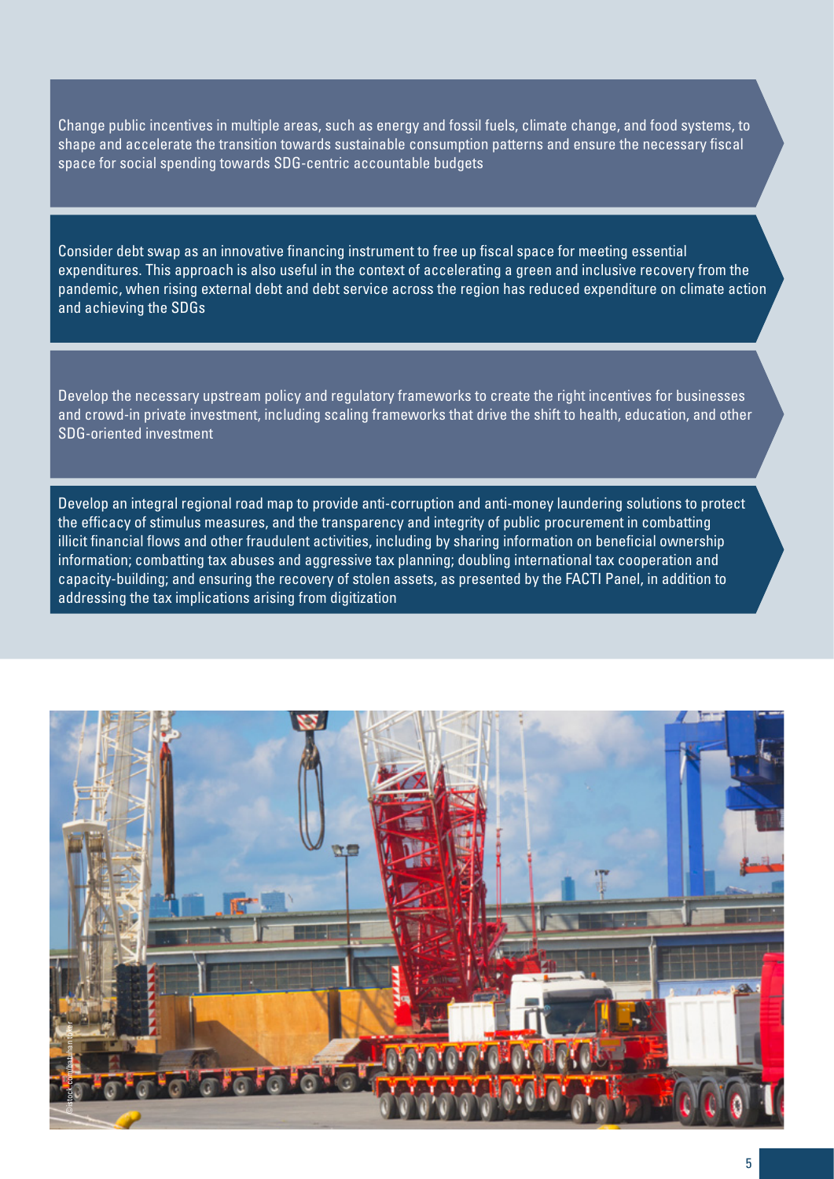Change public incentives in multiple areas, such as energy and fossil fuels, climate change, and food systems, to shape and accelerate the transition towards sustainable consumption patterns and ensure the necessary fiscal space for social spending towards SDG-centric accountable budgets

Consider debt swap as an innovative financing instrument to free up fiscal space for meeting essential expenditures. This approach is also useful in the context of accelerating a green and inclusive recovery from the pandemic, when rising external debt and debt service across the region has reduced expenditure on climate action and achieving the SDGs

Develop the necessary upstream policy and regulatory frameworks to create the right incentives for businesses and crowd-in private investment, including scaling frameworks that drive the shift to health, education, and other SDG-oriented investment

Develop an integral regional road map to provide anti-corruption and anti-money laundering solutions to protect the efficacy of stimulus measures, and the transparency and integrity of public procurement in combatting illicit financial flows and other fraudulent activities, including by sharing information on beneficial ownership information; combatting tax abuses and aggressive tax planning; doubling international tax cooperation and capacity-building; and ensuring the recovery of stolen assets, as presented by the FACTI Panel, in addition to addressing the tax implications arising from digitization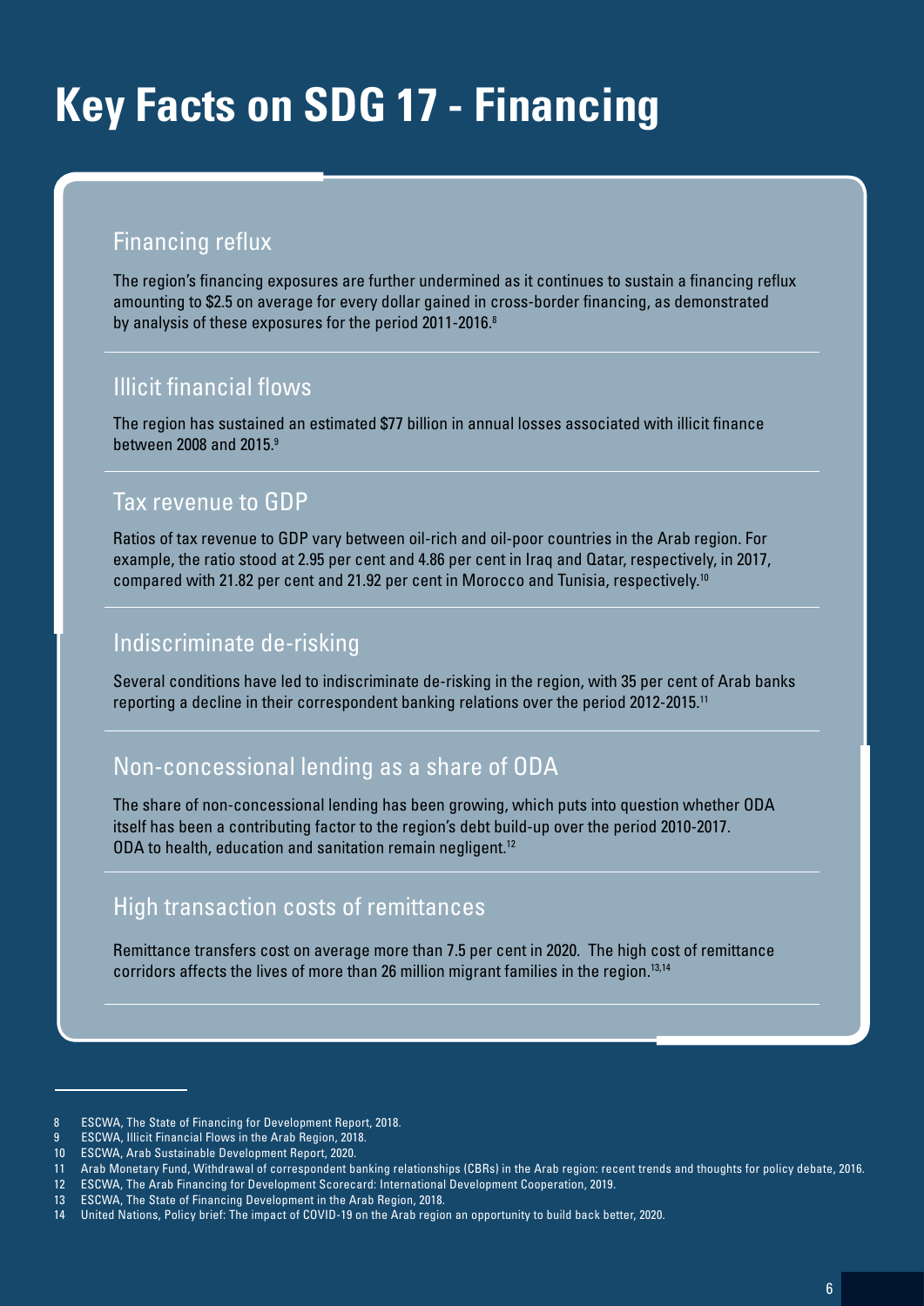# Key Facts on SDG 17 - Financing

## Financing reflux

The region's financing exposures are further undermined as it continues to sustain a financing reflux amounting to $2.5 on average for every dollar gained in cross-border financing, as demonstrated by analysis of these exposures for the period 2011-2016.[8]

## Illicit financial flows

The region has sustained an estimated $77 billion in annual losses associated with illicit finance between 2008 and 2015.[9]

## Tax revenue to GDP

Ratios of tax revenue to GDP vary between oil-rich and oil-poor countries in the Arab region. For example, the ratio stood at 2.95 per cent and 4.86 per cent in Iraq and Qatar, respectively, in 2017, compared with 21.82 per cent and 21.92 per cent in Morocco and Tunisia, respectively.[10]

## Indiscriminate de-risking

Several conditions have led to indiscriminate de-risking in the region, with 35 per cent of Arab banks reporting a decline in their correspondent banking relations over the period 2012-2015.[11]

## Non-concessional lending as a share of ODA

The share of non-concessional lending has been growing, which puts into question whether ODA itself has been a contributing factor to the region's debt build-up over the period 2010-2017. ODA to health, education and sanitation remain negligent.[12]

## High transaction costs of remittances

Remittance transfers cost on average more than 7.5 per cent in 2020. The high cost of remittance corridors affects the lives of more than 26 million migrant families in the region.[13,14]

---

8 ESCWA, The State of Financing for Development Report, 2018.

9 ESCWA, Illicit Financial Flows in the Arab Region, 2018.

10 ESCWA, Arab Sustainable Development Report, 2020.

11 Arab Monetary Fund, Withdrawal of correspondent banking relationships (CBRs) in the Arab region: recent trends and thoughts for policy debate, 2016.

12 ESCWA, The Arab Financing for Development Scorecard: International Development Cooperation, 2019.

13 ESCWA, The State of Financing Development in the Arab Region, 2018.

14 United Nations, Policy brief: The impact of COVID-19 on the Arab region an opportunity to build back better, 2020.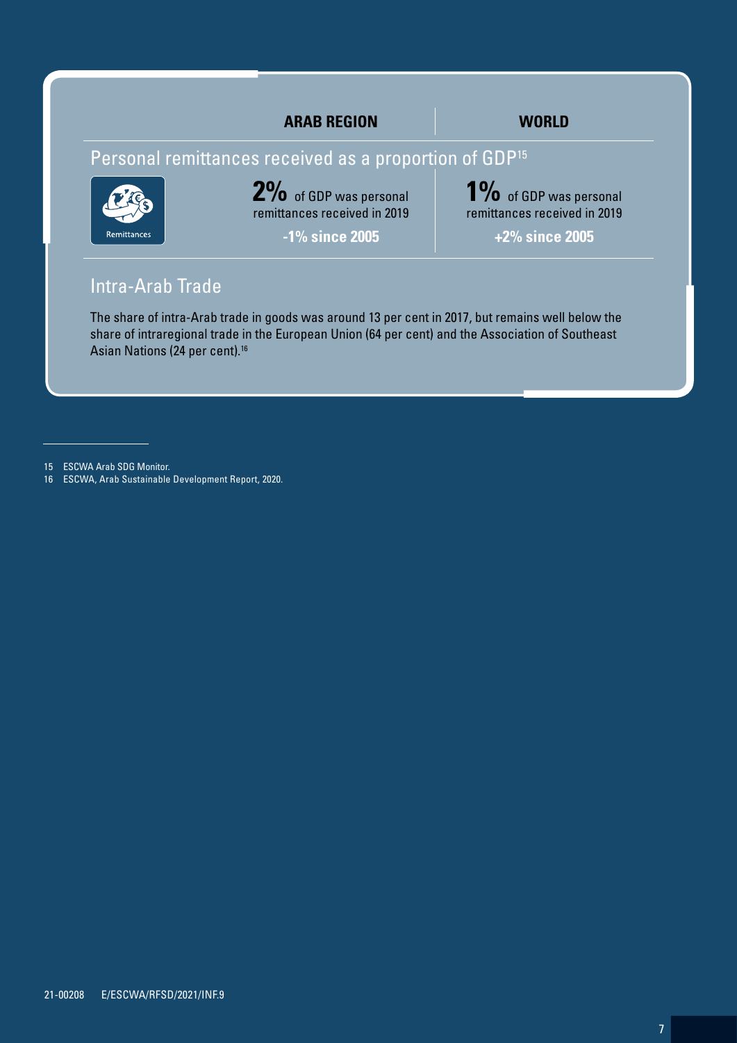| | ARAB REGION | WORLD |
|---|---|---|
| **Personal remittances received as a proportion of GDP[15]** | | |
| Remittances | **2%** of GDP was personal remittances received in 2019 **-1% since 2005** | **1%** of GDP was personal remittances received in 2019 **+2% since 2005** |

## Intra-Arab Trade

The share of intra-Arab trade in goods was around 13 per cent in 2017, but remains well below the share of intraregional trade in the European Union (64 per cent) and the Association of Southeast Asian Nations (24 per cent).[16]

---

15 ESCWA Arab SDG Monitor.

16 ESCWA, Arab Sustainable Development Report, 2020.

21-00208 E/ESCWA/RFSD/2021/INF.9